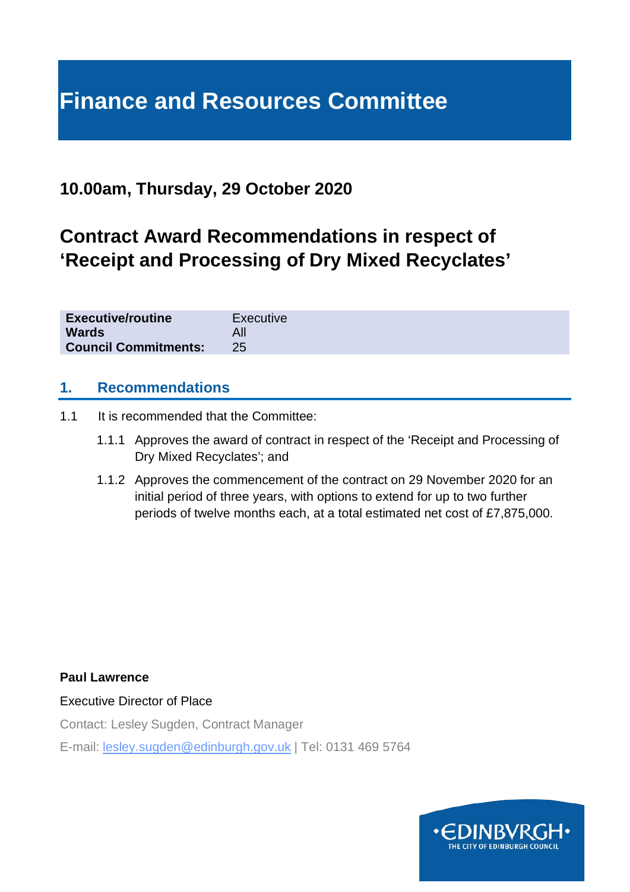# Finance and Resources Committee

## 10.00am, Thursday, 29 October 2020

## Contract Award Recommendations in respect of 'Receipt and Processing of Dry Mixed Recyclates'

| | |
|---|---|
| **Executive/routine** | Executive |
| **Wards** | All |
| **Council Commitments:** | 25 |

## 1. Recommendations

1.1 It is recommended that the Committee:

1.1.1 Approves the award of contract in respect of the 'Receipt and Processing of Dry Mixed Recyclates'; and

1.1.2 Approves the commencement of the contract on 29 November 2020 for an initial period of three years, with options to extend for up to two further periods of twelve months each, at a total estimated net cost of £7,875,000.

**Paul Lawrence**

Executive Director of Place

Contact: Lesley Sugden, Contract Manager

E-mail: lesley.sugden@edinburgh.gov.uk | Tel: 0131 469 5764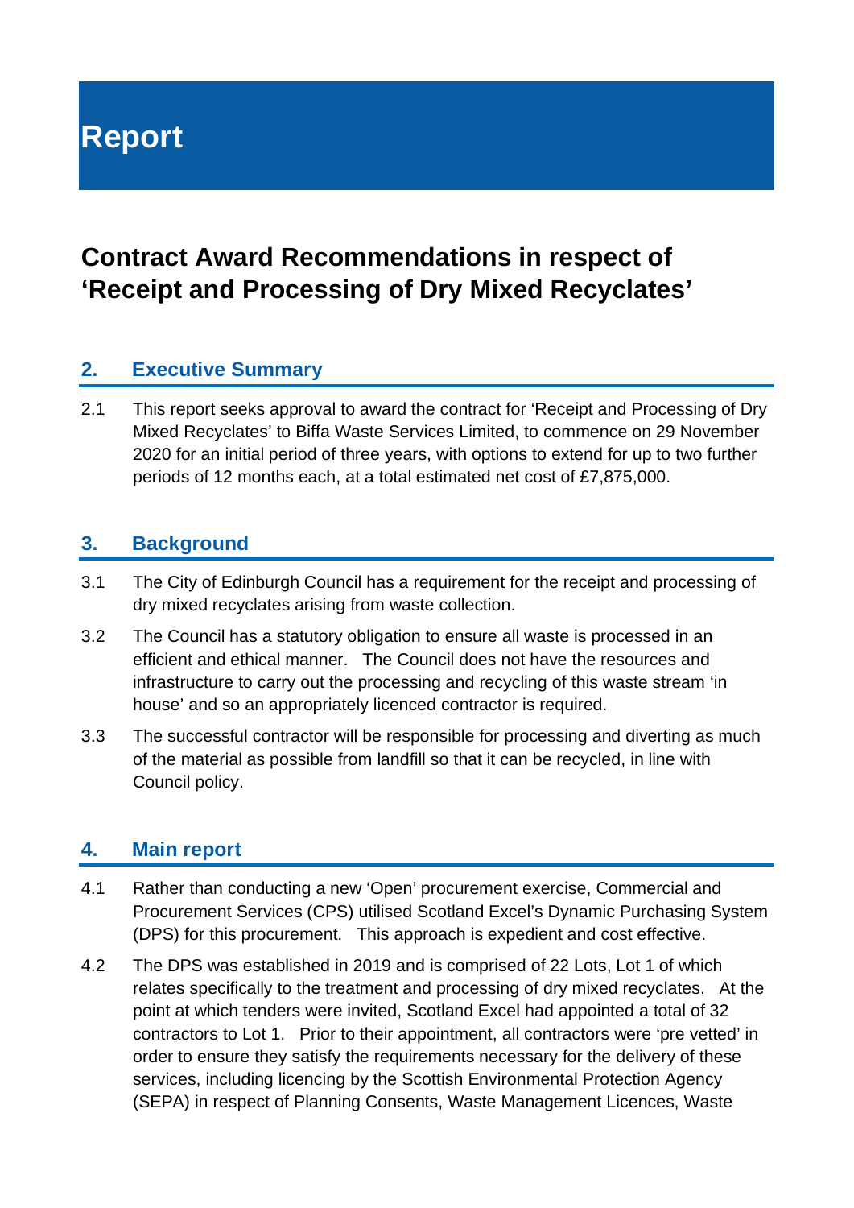# Report

## Contract Award Recommendations in respect of 'Receipt and Processing of Dry Mixed Recyclates'

### 2. Executive Summary

2.1 This report seeks approval to award the contract for 'Receipt and Processing of Dry Mixed Recyclates' to Biffa Waste Services Limited, to commence on 29 November 2020 for an initial period of three years, with options to extend for up to two further periods of 12 months each, at a total estimated net cost of £7,875,000.

### 3. Background

3.1 The City of Edinburgh Council has a requirement for the receipt and processing of dry mixed recyclates arising from waste collection.

3.2 The Council has a statutory obligation to ensure all waste is processed in an efficient and ethical manner. The Council does not have the resources and infrastructure to carry out the processing and recycling of this waste stream 'in house' and so an appropriately licenced contractor is required.

3.3 The successful contractor will be responsible for processing and diverting as much of the material as possible from landfill so that it can be recycled, in line with Council policy.

### 4. Main report

4.1 Rather than conducting a new 'Open' procurement exercise, Commercial and Procurement Services (CPS) utilised Scotland Excel's Dynamic Purchasing System (DPS) for this procurement. This approach is expedient and cost effective.

4.2 The DPS was established in 2019 and is comprised of 22 Lots, Lot 1 of which relates specifically to the treatment and processing of dry mixed recyclates. At the point at which tenders were invited, Scotland Excel had appointed a total of 32 contractors to Lot 1. Prior to their appointment, all contractors were 'pre vetted' in order to ensure they satisfy the requirements necessary for the delivery of these services, including licencing by the Scottish Environmental Protection Agency (SEPA) in respect of Planning Consents, Waste Management Licences, Waste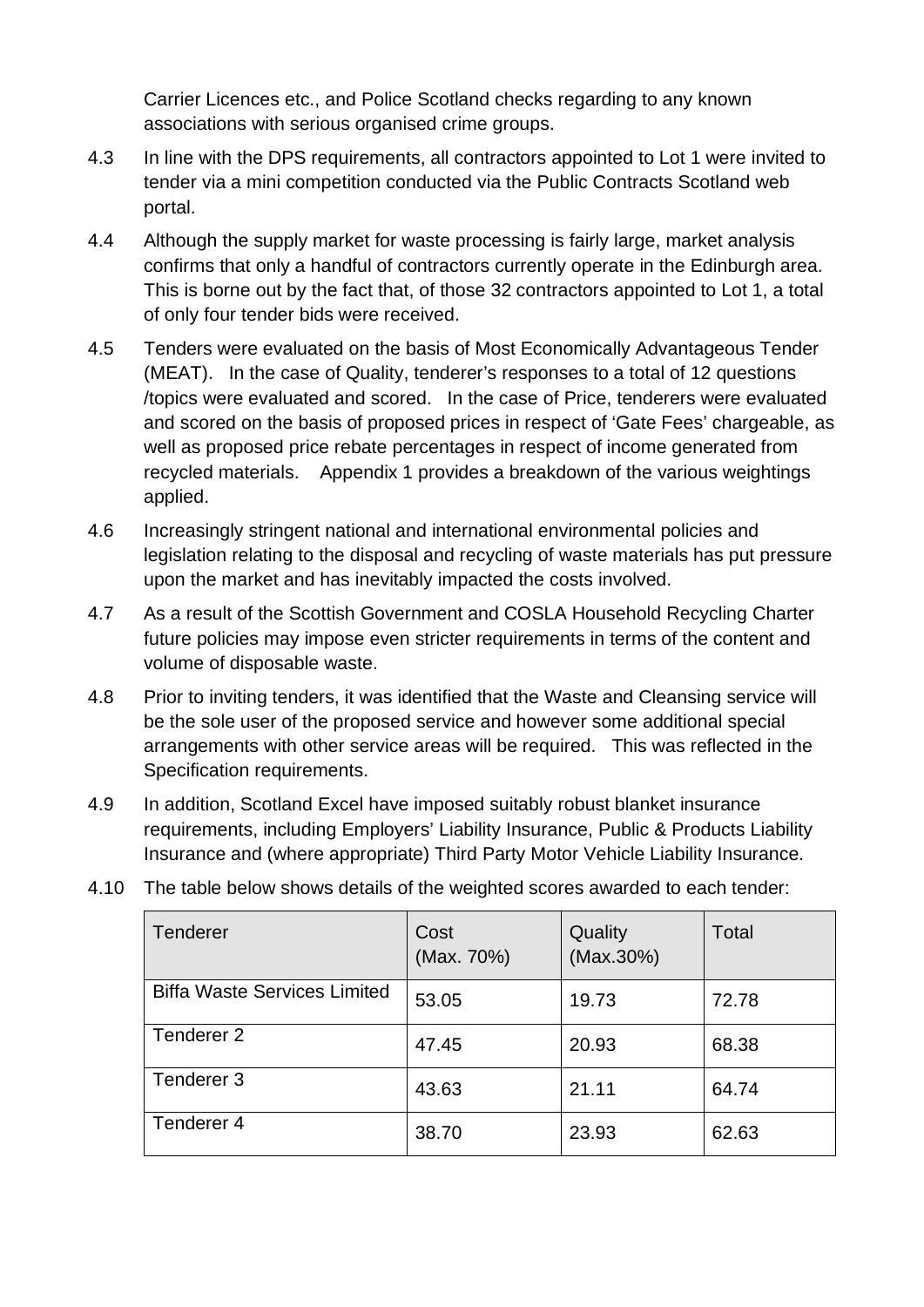Carrier Licences etc., and Police Scotland checks regarding to any known associations with serious organised crime groups.

4.3 In line with the DPS requirements, all contractors appointed to Lot 1 were invited to tender via a mini competition conducted via the Public Contracts Scotland web portal.

4.4 Although the supply market for waste processing is fairly large, market analysis confirms that only a handful of contractors currently operate in the Edinburgh area. This is borne out by the fact that, of those 32 contractors appointed to Lot 1, a total of only four tender bids were received.

4.5 Tenders were evaluated on the basis of Most Economically Advantageous Tender (MEAT). In the case of Quality, tenderer's responses to a total of 12 questions /topics were evaluated and scored. In the case of Price, tenderers were evaluated and scored on the basis of proposed prices in respect of 'Gate Fees' chargeable, as well as proposed price rebate percentages in respect of income generated from recycled materials. Appendix 1 provides a breakdown of the various weightings applied.

4.6 Increasingly stringent national and international environmental policies and legislation relating to the disposal and recycling of waste materials has put pressure upon the market and has inevitably impacted the costs involved.

4.7 As a result of the Scottish Government and COSLA Household Recycling Charter future policies may impose even stricter requirements in terms of the content and volume of disposable waste.

4.8 Prior to inviting tenders, it was identified that the Waste and Cleansing service will be the sole user of the proposed service and however some additional special arrangements with other service areas will be required. This was reflected in the Specification requirements.

4.9 In addition, Scotland Excel have imposed suitably robust blanket insurance requirements, including Employers' Liability Insurance, Public & Products Liability Insurance and (where appropriate) Third Party Motor Vehicle Liability Insurance.

4.10 The table below shows details of the weighted scores awarded to each tender:

| Tenderer | Cost (Max. 70%) | Quality (Max.30%) | Total |
|---|---|---|---|
| Biffa Waste Services Limited | 53.05 | 19.73 | 72.78 |
| Tenderer 2 | 47.45 | 20.93 | 68.38 |
| Tenderer 3 | 43.63 | 21.11 | 64.74 |
| Tenderer 4 | 38.70 | 23.93 | 62.63 |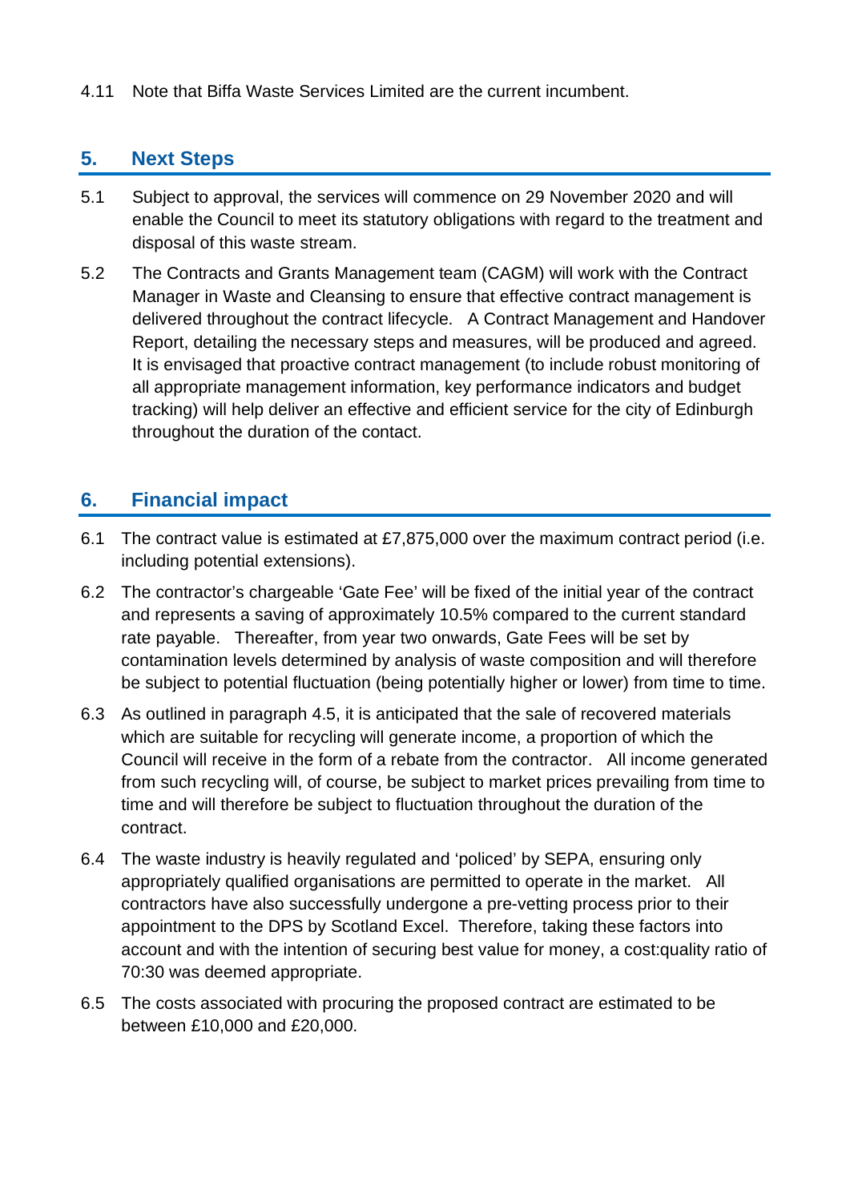4.11 Note that Biffa Waste Services Limited are the current incumbent.

## 5. Next Steps

5.1 Subject to approval, the services will commence on 29 November 2020 and will enable the Council to meet its statutory obligations with regard to the treatment and disposal of this waste stream.

5.2 The Contracts and Grants Management team (CAGM) will work with the Contract Manager in Waste and Cleansing to ensure that effective contract management is delivered throughout the contract lifecycle. A Contract Management and Handover Report, detailing the necessary steps and measures, will be produced and agreed. It is envisaged that proactive contract management (to include robust monitoring of all appropriate management information, key performance indicators and budget tracking) will help deliver an effective and efficient service for the city of Edinburgh throughout the duration of the contact.

## 6. Financial impact

6.1 The contract value is estimated at £7,875,000 over the maximum contract period (i.e. including potential extensions).

6.2 The contractor's chargeable 'Gate Fee' will be fixed of the initial year of the contract and represents a saving of approximately 10.5% compared to the current standard rate payable. Thereafter, from year two onwards, Gate Fees will be set by contamination levels determined by analysis of waste composition and will therefore be subject to potential fluctuation (being potentially higher or lower) from time to time.

6.3 As outlined in paragraph 4.5, it is anticipated that the sale of recovered materials which are suitable for recycling will generate income, a proportion of which the Council will receive in the form of a rebate from the contractor. All income generated from such recycling will, of course, be subject to market prices prevailing from time to time and will therefore be subject to fluctuation throughout the duration of the contract.

6.4 The waste industry is heavily regulated and 'policed' by SEPA, ensuring only appropriately qualified organisations are permitted to operate in the market. All contractors have also successfully undergone a pre-vetting process prior to their appointment to the DPS by Scotland Excel. Therefore, taking these factors into account and with the intention of securing best value for money, a cost:quality ratio of 70:30 was deemed appropriate.

6.5 The costs associated with procuring the proposed contract are estimated to be between £10,000 and £20,000.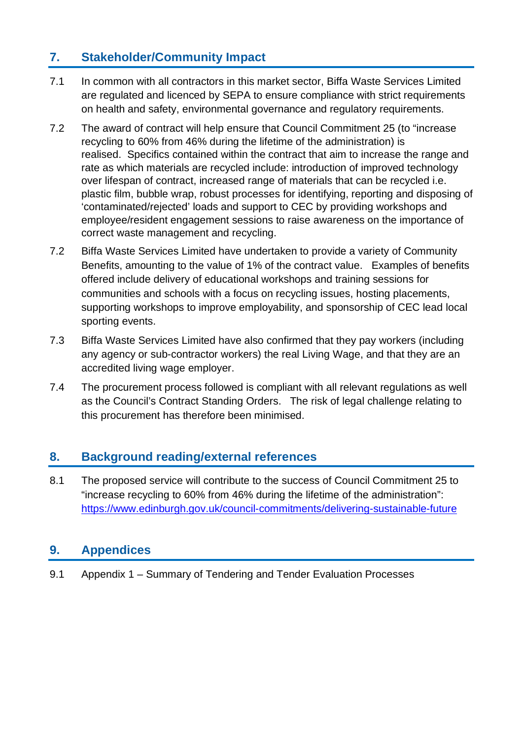## 7. Stakeholder/Community Impact

7.1 In common with all contractors in this market sector, Biffa Waste Services Limited are regulated and licenced by SEPA to ensure compliance with strict requirements on health and safety, environmental governance and regulatory requirements.

7.2 The award of contract will help ensure that Council Commitment 25 (to "increase recycling to 60% from 46% during the lifetime of the administration) is realised. Specifics contained within the contract that aim to increase the range and rate as which materials are recycled include: introduction of improved technology over lifespan of contract, increased range of materials that can be recycled i.e. plastic film, bubble wrap, robust processes for identifying, reporting and disposing of 'contaminated/rejected' loads and support to CEC by providing workshops and employee/resident engagement sessions to raise awareness on the importance of correct waste management and recycling.

7.2 Biffa Waste Services Limited have undertaken to provide a variety of Community Benefits, amounting to the value of 1% of the contract value. Examples of benefits offered include delivery of educational workshops and training sessions for communities and schools with a focus on recycling issues, hosting placements, supporting workshops to improve employability, and sponsorship of CEC lead local sporting events.

7.3 Biffa Waste Services Limited have also confirmed that they pay workers (including any agency or sub-contractor workers) the real Living Wage, and that they are an accredited living wage employer.

7.4 The procurement process followed is compliant with all relevant regulations as well as the Council's Contract Standing Orders. The risk of legal challenge relating to this procurement has therefore been minimised.

## 8. Background reading/external references

8.1 The proposed service will contribute to the success of Council Commitment 25 to "increase recycling to 60% from 46% during the lifetime of the administration": [https://www.edinburgh.gov.uk/council-commitments/delivering-sustainable-future](https://www.edinburgh.gov.uk/council-commitments/delivering-sustainable-future)

## 9. Appendices

9.1 Appendix 1 – Summary of Tendering and Tender Evaluation Processes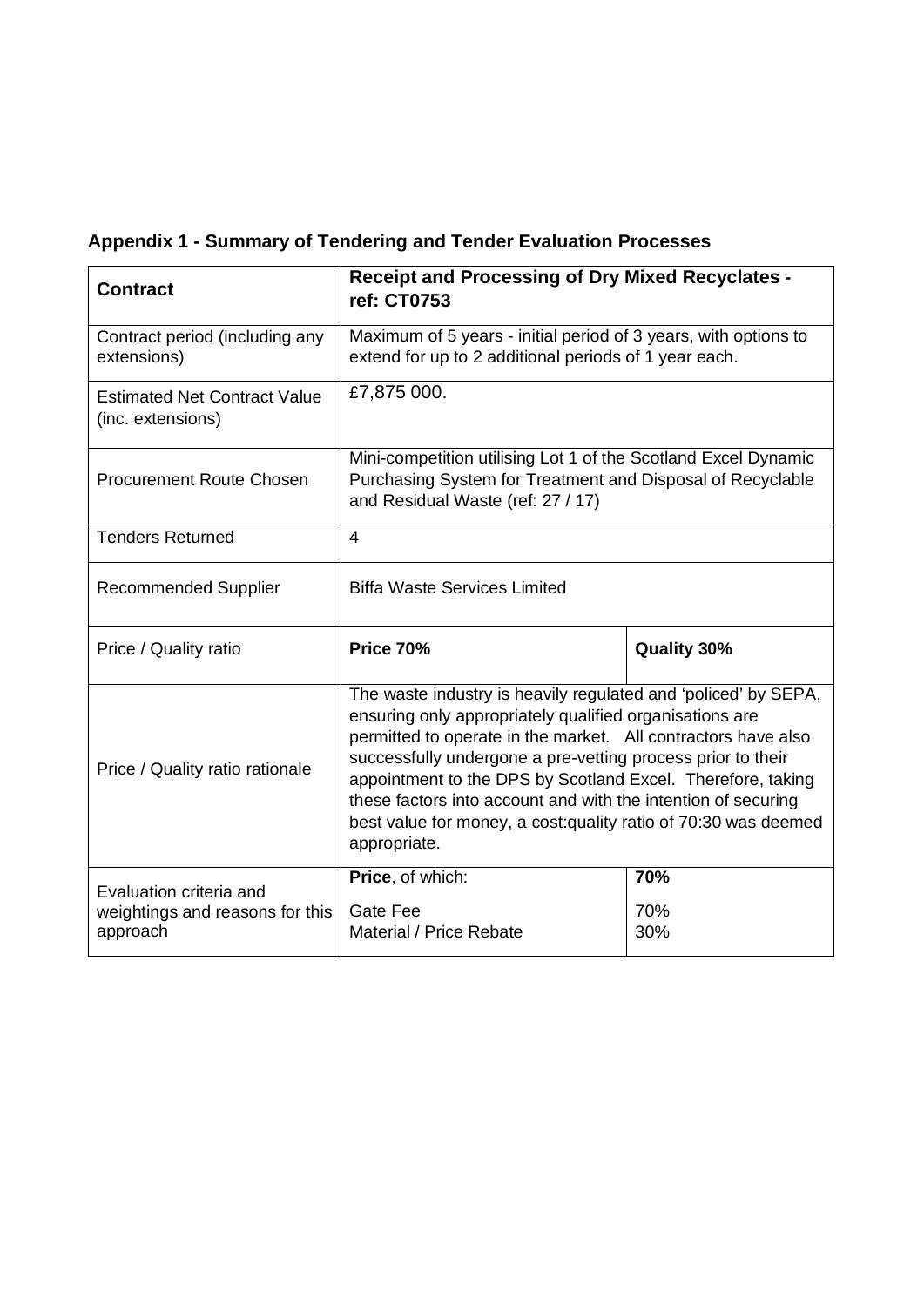## Appendix 1 - Summary of Tendering and Tender Evaluation Processes

| **Contract** | **Receipt and Processing of Dry Mixed Recyclates - ref: CT0753** | |
|---|---|---|
| Contract period (including any extensions) | Maximum of 5 years - initial period of 3 years, with options to extend for up to 2 additional periods of 1 year each. | |
| Estimated Net Contract Value (inc. extensions) | £7,875 000. | |
| Procurement Route Chosen | Mini-competition utilising Lot 1 of the Scotland Excel Dynamic Purchasing System for Treatment and Disposal of Recyclable and Residual Waste (ref: 27 / 17) | |
| Tenders Returned | 4 | |
| Recommended Supplier | Biffa Waste Services Limited | |
| Price / Quality ratio | **Price 70%** | **Quality 30%** |
| Price / Quality ratio rationale | The waste industry is heavily regulated and 'policed' by SEPA, ensuring only appropriately qualified organisations are permitted to operate in the market. All contractors have also successfully undergone a pre-vetting process prior to their appointment to the DPS by Scotland Excel. Therefore, taking these factors into account and with the intention of securing best value for money, a cost:quality ratio of 70:30 was deemed appropriate. | |
| Evaluation criteria and weightings and reasons for this approach | **Price**, of which:<br><br>Gate Fee<br>Material / Price Rebate | **70%**<br><br>70%<br>30% |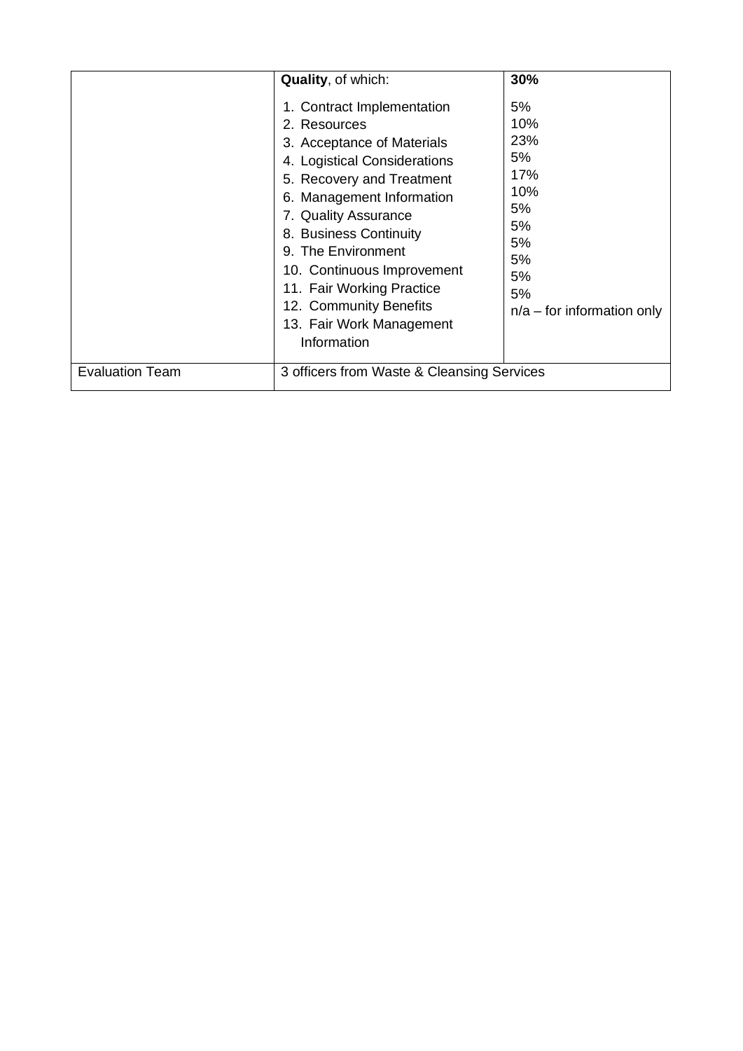| | | |
|---|---|---|
| | **Quality**, of which:<br><br>1. Contract Implementation<br>2. Resources<br>3. Acceptance of Materials<br>4. Logistical Considerations<br>5. Recovery and Treatment<br>6. Management Information<br>7. Quality Assurance<br>8. Business Continuity<br>9. The Environment<br>10. Continuous Improvement<br>11. Fair Working Practice<br>12. Community Benefits<br>13. Fair Work Management Information | **30%**<br><br>5%<br>10%<br>23%<br>5%<br>17%<br>10%<br>5%<br>5%<br>5%<br>5%<br>5%<br>5%<br>n/a – for information only |
| Evaluation Team | 3 officers from Waste & Cleansing Services | |